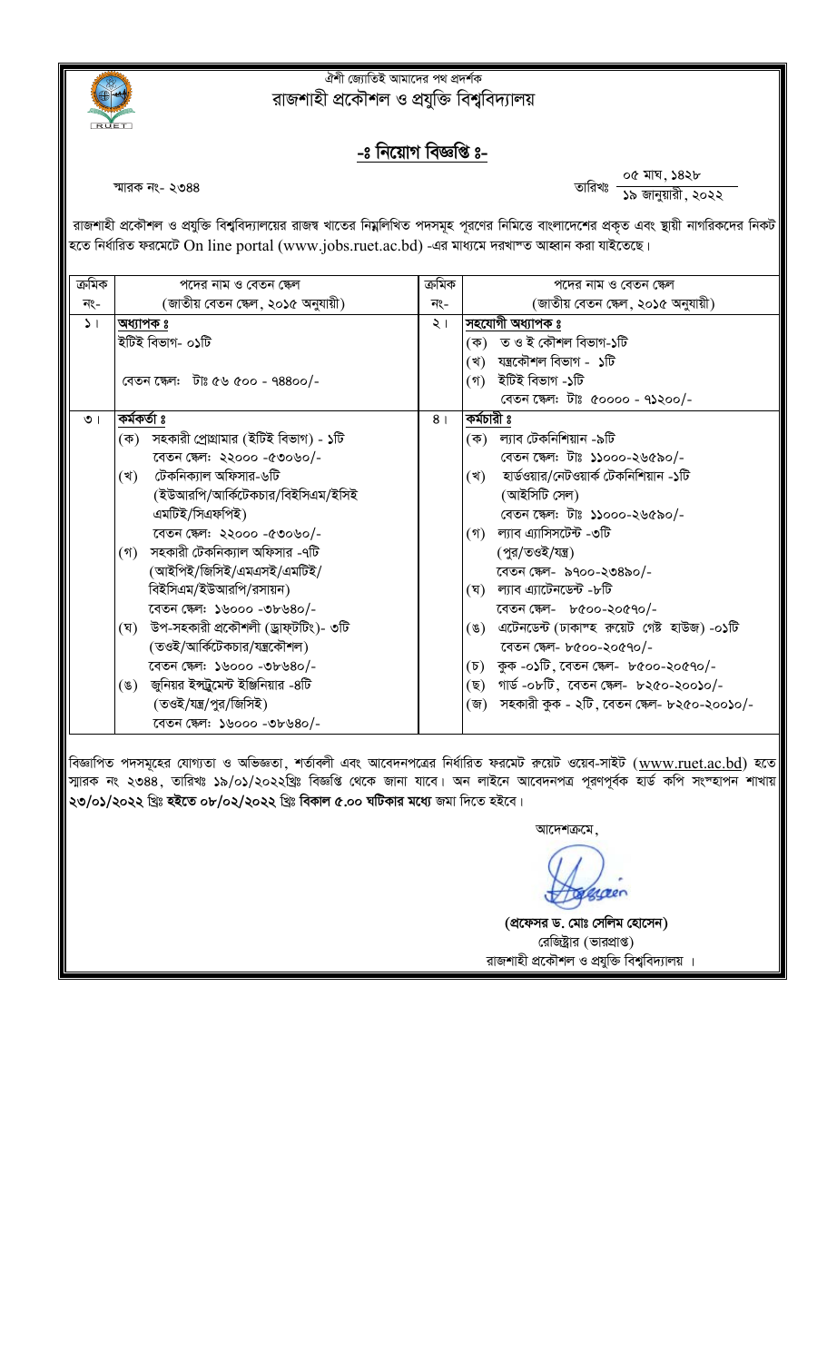ঐশী জ্যোতিই আমাদের পথ প্রদর্শক

# রাজশাহী প্রকৌশল ও প্রযুক্তি বিশ্ববিদ্যালয়

## -ঃ নিয়োগ বিজ্ঞপ্তি ঃ-

স্মারক নং- ২৩৪৪

তারিখঃ ০৫ মাঘ, ১৪২৮ / ১৯ জানুয়ারী, ২০২২

রাজশাহী প্রকৌশল ও প্রযুক্তি বিশ্ববিদ্যালয়ের রাজস্ব খাতের নিম্নলিখিত পদসমূহ পূরণের নিমিত্তে বাংলাদেশের প্রকৃত এবং স্থায়ী নাগরিকদের নিকট হতে নির্ধারিত ফরমেটে On line portal (www.jobs.ruet.ac.bd) -এর মাধ্যমে দরখাস্ত আহ্বান করা যাইতেছে।

| ক্রমিক নং- | পদের নাম ও বেতন স্কেল (জাতীয় বেতন স্কেল, ২০১৫ অনুযায়ী) | ক্রমিক নং- | পদের নাম ও বেতন স্কেল (জাতীয় বেতন স্কেল, ২০১৫ অনুযায়ী) |
|---|---|---|---|
| ১। | **অধ্যাপক ঃ**<br>ইটিই বিভাগ- ০১টি<br>বেতন স্কেল: টাঃ ৫৬ ৫০০ - ৭৪৪০০/- | ২। | **সহযোগী অধ্যাপক ঃ**<br>(ক) ত ও ই কৌশল বিভাগ-১টি<br>(খ) যন্ত্রকৌশল বিভাগ - ১টি<br>(গ) ইটিই বিভাগ -১টি<br>বেতন স্কেল: টাঃ ৫০০০০ - ৭১২০০/- |
| ৩। | **কর্মকর্তা ঃ**<br>(ক) সহকারী প্রোগ্রামার (ইটিই বিভাগ) - ১টি<br>বেতন স্কেল: ২২০০০ -৫৩০৬০/-<br>(খ) টেকনিক্যাল অফিসার-৬টি (ইউআরপি/আর্কিটেকচার/বিইসিএম/ইসিই এমটিই/সিএফপিই)<br>বেতন স্কেল: ২২০০০ -৫৩০৬০/-<br>(গ) সহকারী টেকনিক্যাল অফিসার -৭টি (আইপিই/জিসিই/এমএসই/এমটিই/ বিইসিএম/ইউআরপি/রসায়ন)<br>বেতন স্কেল: ১৬০০০ -৩৮৬৪০/-<br>(ঘ) উপ-সহকারী প্রকৌশলী (ড্রাফটটিং)- ৩টি (তওই/আর্কিটেকচার/যন্ত্রকৌশল)<br>বেতন স্কেল: ১৬০০০ -৩৮৬৪০/-<br>(ঙ) জুনিয়র ইন্সট্রুমেন্ট ইঞ্জিনিয়ার -৪টি (তওই/যন্ত্র/পুর/জিসিই)<br>বেতন স্কেল: ১৬০০০ -৩৮৬৪০/- | ৪। | **কর্মচারী ঃ**<br>(ক) ল্যাব টেকনিশিয়ান -৯টি<br>বেতন স্কেল: টাঃ ১১০০০-২৬৫৯০/-<br>(খ) হার্ডওয়ার/নেটওয়ার্ক টেকনিশিয়ান -১টি (আইসিটি সেল)<br>বেতন স্কেল: টাঃ ১১০০০-২৬৫৯০/-<br>(গ) ল্যাব এ্যাসিসটেন্ট -৩টি (পুর/তওই/যন্ত্র)<br>বেতন স্কেল- ৯৭০০-২৩৪৯০/-<br>(ঘ) ল্যাব এ্যাটেনডেন্ট -৮টি<br>বেতন স্কেল- ৮৫০০-২০৫৭০/-<br>(ঙ) এটেনডেন্ট (ঢাকাস্থ রুয়েট গেষ্ট হাউজ) -০১টি<br>বেতন স্কেল- ৮৫০০-২০৫৭০/-<br>(চ) কুক -০১টি, বেতন স্কেল- ৮৫০০-২০৫৭০/-<br>(ছ) গার্ড -০৮টি, বেতন স্কেল- ৮২৫০-২০০১০/-<br>(জ) সহকারী কুক - ২টি, বেতন স্কেল- ৮২৫০-২০০১০/- |

বিজ্ঞাপিত পদসমূহের যোগ্যতা ও অভিজ্ঞতা, শর্তাবলী এবং আবেদনপত্রের নির্ধারিত ফরমেট রুয়েট ওয়েব-সাইট (www.ruet.ac.bd) হতে স্মারক নং ২৩৪৪, তারিখঃ ১৯/০১/২০২২খ্রিঃ বিজ্ঞপ্তি থেকে জানা যাবে। অন লাইনে আবেদনপত্র পূরণপূর্বক হার্ড কপি সংস্থাপন শাখায় **২৩/০১/২০২২ খ্রিঃ হইতে ০৮/০২/২০২২ খ্রিঃ বিকাল ৫.০০ ঘটিকার মধ্যে** জমা দিতে হইবে।

আদেশক্রমে,

**(প্রফেসর ড. মোঃ সেলিম হোসেন)**
রেজিষ্ট্রার (ভারপ্রাপ্ত)
রাজশাহী প্রকৌশল ও প্রযুক্তি বিশ্ববিদ্যালয় ।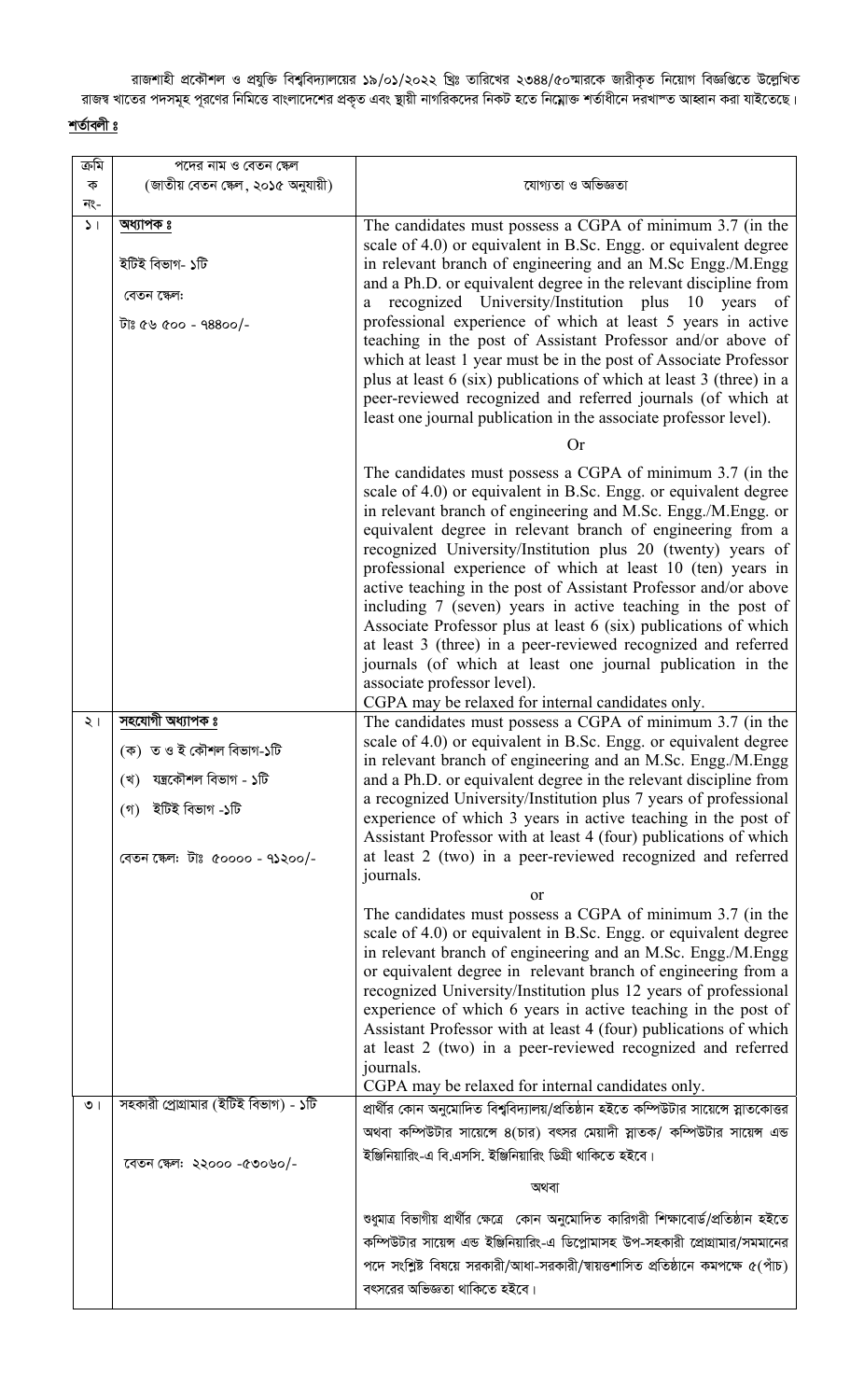রাজশাহী প্রকৌশল ও প্রযুক্তি বিশ্ববিদ্যালয়ের ১৯/০১/২০২২ খ্রিঃ তারিখের ২৩৪৪/৫০স্মারকে জারীকৃত নিয়োগ বিজ্ঞপ্তিতে উল্লেখিত রাজস্ব খাতের পদসমূহ পূরণের নিমিত্তে বাংলাদেশের প্রকৃত এবং স্থায়ী নাগরিকদের নিকট হতে নিম্নোক্ত শর্তাধীনে দরখাস্ত আহ্বান করা যাইতেছে।

**শর্তাবলী ঃ**

| ক্রমিক নং- | পদের নাম ও বেতন স্কেল (জাতীয় বেতন স্কেল, ২০১৫ অনুযায়ী) | যোগ্যতা ও অভিজ্ঞতা |
|---|---|---|
| ১। | **অধ্যাপক ঃ**<br>ইটিই বিভাগ- ১টি<br>বেতন স্কেল:<br>টাঃ ৫৬ ৫০০ - ৭৪৪০০/- | The candidates must possess a CGPA of minimum 3.7 (in the scale of 4.0) or equivalent in B.Sc. Engg. or equivalent degree in relevant branch of engineering and an M.Sc Engg./M.Engg and a Ph.D. or equivalent degree in the relevant discipline from a recognized University/Institution plus 10 years of professional experience of which at least 5 years in active teaching in the post of Assistant Professor and/or above of which at least 1 year must be in the post of Associate Professor plus at least 6 (six) publications of which at least 3 (three) in a peer-reviewed recognized and referred journals (of which at least one journal publication in the associate professor level).<br>Or<br>The candidates must possess a CGPA of minimum 3.7 (in the scale of 4.0) or equivalent in B.Sc. Engg. or equivalent degree in relevant branch of engineering and M.Sc. Engg./M.Engg. or equivalent degree in relevant branch of engineering from a recognized University/Institution plus 20 (twenty) years of professional experience of which at least 10 (ten) years in active teaching in the post of Assistant Professor and/or above including 7 (seven) years in active teaching in the post of Associate Professor plus at least 6 (six) publications of which at least 3 (three) in a peer-reviewed recognized and referred journals (of which at least one journal publication in the associate professor level).<br>CGPA may be relaxed for internal candidates only. |
| ২। | **সহযোগী অধ্যাপক ঃ**<br>(ক) ত ও ই কৌশল বিভাগ-১টি<br>(খ) যন্ত্রকৌশল বিভাগ - ১টি<br>(গ) ইটিই বিভাগ -১টি<br>বেতন স্কেল: টাঃ ৫০০০০ - ৭১২০০/- | The candidates must possess a CGPA of minimum 3.7 (in the scale of 4.0) or equivalent in B.Sc. Engg. or equivalent degree in relevant branch of engineering and an M.Sc. Engg./M.Engg and a Ph.D. or equivalent degree in the relevant discipline from a recognized University/Institution plus 7 years of professional experience of which 3 years in active teaching in the post of Assistant Professor with at least 4 (four) publications of which at least 2 (two) in a peer-reviewed recognized and referred journals.<br>or<br>The candidates must possess a CGPA of minimum 3.7 (in the scale of 4.0) or equivalent in B.Sc. Engg. or equivalent degree in relevant branch of engineering and an M.Sc. Engg./M.Engg or equivalent degree in relevant branch of engineering from a recognized University/Institution plus 12 years of professional experience of which 6 years in active teaching in the post of Assistant Professor with at least 4 (four) publications of which at least 2 (two) in a peer-reviewed recognized and referred journals.<br>CGPA may be relaxed for internal candidates only. |
| ৩। | সহকারী প্রোগ্রামার (ইটিই বিভাগ) - ১টি<br>বেতন স্কেল: ২২০০০ -৫৩০৬০/- | প্রার্থীর কোন অনুমোদিত বিশ্ববিদ্যালয়/প্রতিষ্ঠান হইতে কম্পিউটার সায়েন্সে স্নাতকোত্তর অথবা কম্পিউটার সায়েন্সে ৪(চার) বৎসর মেয়াদী স্নাতক/ কম্পিউটার সায়েন্স এন্ড ইঞ্জিনিয়ারিং-এ বি.এসসি. ইঞ্জিনিয়ারিং ডিগ্রী থাকিতে হইবে।<br>অথবা<br>শুধুমাত্র বিভাগীয় প্রার্থীর ক্ষেত্রে কোন অনুমোদিত কারিগরী শিক্ষাবোর্ড/প্রতিষ্ঠান হইতে কম্পিউটার সায়েন্স এন্ড ইঞ্জিনিয়ারিং-এ ডিপ্লোমাসহ উপ-সহকারী প্রোগ্রামার/সমমানের পদে সংশ্লিষ্ট বিষয়ে সরকারী/আধা-সরকারী/স্বায়ত্তশাসিত প্রতিষ্ঠানে কমপক্ষে ৫(পাঁচ) বৎসরের অভিজ্ঞতা থাকিতে হইবে। |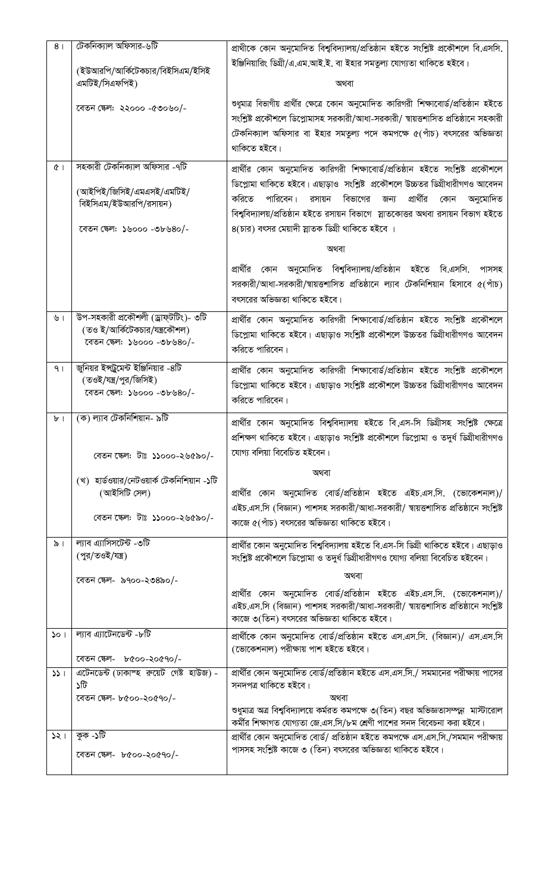| | | |
|---|---|---|
| ৪। | টেকনিক্যাল অফিসার-৬টি<br><br>(ইউআরপি/আর্কিটেকচার/বিইসিএম/ইসিই এমটিই/সিএফপিই)<br><br>বেতন স্কেল: ২২০০০ -৫৩০৬০/- | প্রার্থীকে কোন অনুমোদিত বিশ্ববিদ্যালয়/প্রতিষ্ঠান হইতে সংশ্লিষ্ট প্রকৌশলে বি.এসসি. ইঞ্জিনিয়ারিং ডিগ্রী/এ.এম.আই.ই. বা ইহার সমতুল্য যোগ্যতা থাকিতে হইবে।<br><br>অথবা<br><br>শুধুমাত্র বিভাগীয় প্রার্থীর ক্ষেত্রে কোন অনুমোদিত কারিগরী শিক্ষাবোর্ড/প্রতিষ্ঠান হইতে সংশ্লিষ্ট প্রকৌশলে ডিপ্লোমাসহ সরকারী/আধা-সরকারী/ স্বায়ত্তশাসিত প্রতিষ্ঠানে সহকারী টেকনিক্যাল অফিসার বা ইহার সমতুল্য পদে কমপক্ষে ৫(পাঁচ) বৎসরের অভিজ্ঞতা থাকিতে হইবে। |
| ৫। | সহকারী টেকনিক্যাল অফিসার -৭টি<br><br>(আইপিই/জিসিই/এমএসই/এমটিই/ বিইসিএম/ইউআরপি/রসায়ন)<br><br>বেতন স্কেল: ১৬০০০ -৩৮৬৪০/- | প্রার্থীর কোন অনুমোদিত কারিগরী শিক্ষাবোর্ড/প্রতিষ্ঠান হইতে সংশ্লিষ্ট প্রকৌশলে ডিপ্লোমা থাকিতে হইবে। এছাড়াও সংশ্লিষ্ট প্রকৌশলে উচ্চতর ডিগ্রীধারীগণও আবেদন করিতে পারিবেন। রসায়ন বিভাগের জন্য প্রার্থীর কোন অনুমোদিত বিশ্ববিদ্যালয়/প্রতিষ্ঠান হইতে রসায়ন বিভাগে স্নাতকোত্তর অথবা রসায়ন বিভাগ হইতে ৪(চার) বৎসর মেয়াদী স্নাতক ডিগ্রী থাকিতে হইবে ।<br><br>অথবা<br><br>প্রার্থীর কোন অনুমোদিত বিশ্ববিদ্যালয়/প্রতিষ্ঠান হইতে বি.এসসি. পাসসহ সরকারী/আধা-সরকারী/স্বায়ত্তশাসিত প্রতিষ্ঠানে ল্যাব টেকনিশিয়ান হিসাবে ৫(পাঁচ) বৎসরের অভিজ্ঞতা থাকিতে হইবে। |
| ৬। | উপ-সহকারী প্রকৌশলী (ড্রাফটিং)- ৩টি<br>(তও ই/আর্কিটেকচার/যন্ত্রকৌশল)<br>বেতন স্কেল: ১৬০০০ -৩৮৬৪০/- | প্রার্থীর কোন অনুমোদিত কারিগরী শিক্ষাবোর্ড/প্রতিষ্ঠান হইতে সংশ্লিষ্ট প্রকৌশলে ডিপ্লোমা থাকিতে হইবে। এছাড়াও সংশ্লিষ্ট প্রকৌশলে উচ্চতর ডিগ্রীধারীগণও আবেদন করিতে পারিবেন। |
| ৭। | জুনিয়র ইন্সট্রুমেন্ট ইঞ্জিনিয়ার -৪টি<br>(তওই/যন্ত্র/পুর/জিসিই)<br>বেতন স্কেল: ১৬০০০ -৩৮৬৪০/- | প্রার্থীর কোন অনুমোদিত কারিগরী শিক্ষাবোর্ড/প্রতিষ্ঠান হইতে সংশ্লিষ্ট প্রকৌশলে ডিপ্লোমা থাকিতে হইবে। এছাড়াও সংশ্লিষ্ট প্রকৌশলে উচ্চতর ডিগ্রীধারীগণও আবেদন করিতে পারিবেন। |
| ৮। | (ক) ল্যাব টেকনিশিয়ান- ৯টি<br><br>বেতন স্কেল: টাঃ ১১০০০-২৬৫৯০/-<br><br>(খ) হার্ডওয়ার/নেটওয়ার্ক টেকনিশিয়ান -১টি (আইসিটি সেল)<br><br>বেতন স্কেল: টাঃ ১১০০০-২৬৫৯০/- | প্রার্থীর কোন অনুমোদিত বিশ্ববিদ্যালয় হইতে বি.এস-সি ডিগ্রীসহ সংশ্লিষ্ট ক্ষেত্রে প্রশিক্ষণ থাকিতে হইবে। এছাড়াও সংশ্লিষ্ট প্রকৌশলে ডিপ্লোমা ও তদূর্ধ ডিগ্রীধারীগণও যোগ্য বলিয়া বিবেচিত হইবেন।<br><br>অথবা<br><br>প্রার্থীর কোন অনুমোদিত বোর্ড/প্রতিষ্ঠান হইতে এইচ.এস.সি. (ভোকেশনাল)/ এইচ.এস.সি (বিজ্ঞান) পাশসহ সরকারী/আধা-সরকারী/ স্বায়ত্তশাসিত প্রতিষ্ঠানে সংশ্লিষ্ট কাজে ৫(পাঁচ) বৎসরের অভিজ্ঞতা থাকিতে হইবে। |
| ৯। | ল্যাব এ্যাসিসটেন্ট -৩টি<br>(পুর/তওই/যন্ত্র)<br><br>বেতন স্কেল- ৯৭০০-২৩৪৯০/- | প্রার্থীর কোন অনুমোদিত বিশ্ববিদ্যালয় হইতে বি.এস-সি ডিগ্রী থাকিতে হইবে। এছাড়াও সংশ্লিষ্ট প্রকৌশলে ডিপ্লোমা ও তদূর্ধ ডিগ্রীধারীগণও যোগ্য বলিয়া বিবেচিত হইবেন।<br><br>অথবা<br><br>প্রার্থীর কোন অনুমোদিত বোর্ড/প্রতিষ্ঠান হইতে এইচ.এস.সি. (ভোকেশনাল)/ এইচ.এস.সি (বিজ্ঞান) পাশসহ সরকারী/আধা-সরকারী/ স্বায়ত্তশাসিত প্রতিষ্ঠানে সংশ্লিষ্ট কাজে ৩(তিন) বৎসরের অভিজ্ঞতা থাকিতে হইবে। |
| ১০। | ল্যাব এ্যাটেনডেন্ট -৮টি<br><br>বেতন স্কেল- ৮৫০০-২০৫৭০/- | প্রার্থীকে কোন অনুমোদিত বোর্ড/প্রতিষ্ঠান হইতে এস.এস.সি. (বিজ্ঞান)/ এস.এস.সি (ভোকেশনাল) পরীক্ষায় পাশ হইতে হইবে। |
| ১১। | এটেনডেন্ট (ঢাকাস্থ বুয়েট গেষ্ট হাউজ) - ১টি<br>বেতন স্কেল- ৮৫০০-২০৫৭০/- | প্রার্থীর কোন অনুমোদিত বোর্ড/প্রতিষ্ঠান হইতে এস.এস.সি./ সমমানের পরীক্ষায় পাসের সনদপত্র থাকিতে হইবে।<br><br>অথবা<br><br>শুধুমাত্র অত্র বিশ্ববিদ্যালয়ে কর্মরত কমপক্ষে ৩(তিন) বছর অভিজ্ঞতাসম্পন্ন মাস্টারোল কর্মীর শিক্ষাগত যোগ্যতা জে.এস.সি/৮ম শ্রেণী পাশের সনদ বিবেচনা করা হইবে। |
| ১২। | কুক -১টি<br><br>বেতন স্কেল- ৮৫০০-২০৫৭০/- | প্রার্থীর কোন অনুমোদিত বোর্ড/ প্রতিষ্ঠান হইতে কমপক্ষে এস.এস.সি./সমমান পরীক্ষায় পাসসহ সংশ্লিষ্ট কাজে ৩ (তিন) বৎসরের অভিজ্ঞতা থাকিতে হইবে। |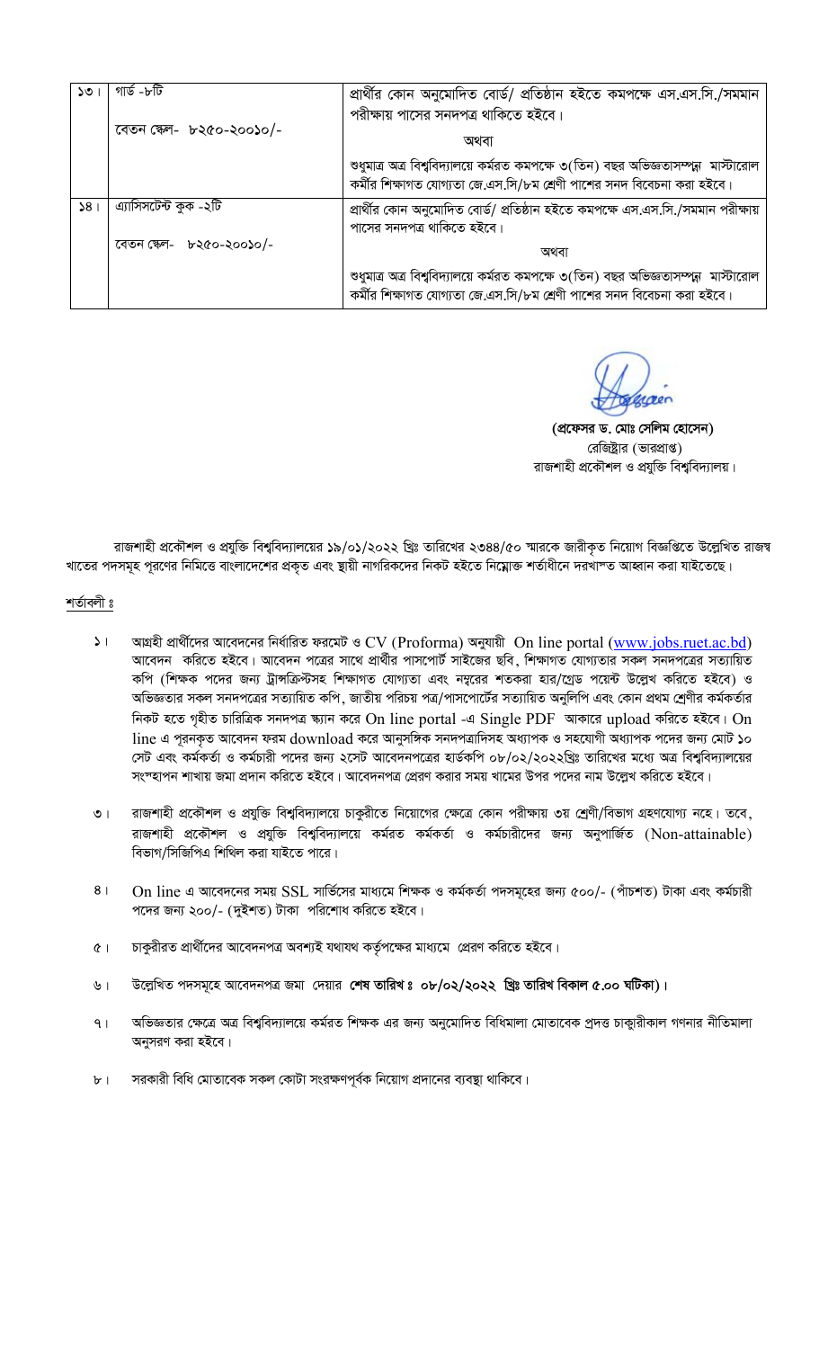| ১৩। | গার্ড -৮টি<br><br>বেতন স্কেল- ৮২৫০-২০০১০/- | প্রার্থীর কোন অনুমোদিত বোর্ড/ প্রতিষ্ঠান হইতে কমপক্ষে এস.এস.সি./সমমান পরীক্ষায় পাসের সনদপত্র থাকিতে হইবে।<br>অথবা<br>শুধুমাত্র অত্র বিশ্ববিদ্যালয়ে কর্মরত কমপক্ষে ৩(তিন) বছর অভিজ্ঞতাসম্পন্ন মাস্টারোল কর্মীর শিক্ষাগত যোগ্যতা জে.এস.সি/৮ম শ্রেণী পাশের সনদ বিবেচনা করা হইবে। |
|---|---|---|
| ১৪। | এ্যাসিসটেন্ট কুক -২টি<br><br>বেতন স্কেল- ৮২৫০-২০০১০/- | প্রার্থীর কোন অনুমোদিত বোর্ড/ প্রতিষ্ঠান হইতে কমপক্ষে এস.এস.সি./সমমান পরীক্ষায় পাসের সনদপত্র থাকিতে হইবে।<br>অথবা<br>শুধুমাত্র অত্র বিশ্ববিদ্যালয়ে কর্মরত কমপক্ষে ৩(তিন) বছর অভিজ্ঞতাসম্পন্ন মাস্টারোল কর্মীর শিক্ষাগত যোগ্যতা জে.এস.সি/৮ম শ্রেণী পাশের সনদ বিবেচনা করা হইবে। |

**(প্রফেসর ড. মোঃ সেলিম হোসেন)**
রেজিষ্ট্রার (ভারপ্রাপ্ত)
রাজশাহী প্রকৌশল ও প্রযুক্তি বিশ্ববিদ্যালয়।

রাজশাহী প্রকৌশল ও প্রযুক্তি বিশ্ববিদ্যালয়ের ১৯/০১/২০২২ খ্রিঃ তারিখের ২৩৪৪/৫০ স্মারকে জারীকৃত নিয়োগ বিজ্ঞপ্তিতে উল্লেখিত রাজস্ব খাতের পদসমূহ পূরণের নিমিত্তে বাংলাদেশের প্রকৃত এবং স্থায়ী নাগরিকদের নিকট হইতে নিম্নোক্ত শর্তাধীনে দরখাস্ত আহ্বান করা যাইতেছে।

শর্তাবলী ঃ

১। আগ্রহী প্রার্থীদের আবেদনের নির্ধারিত ফরমেট ও CV (Proforma) অনুযায়ী On line portal (www.jobs.ruet.ac.bd) আবেদন করিতে হইবে। আবেদন পত্রের সাথে প্রার্থীর পাসপোর্ট সাইজের ছবি, শিক্ষাগত যোগ্যতার সকল সনদপত্রের সত্যায়িত কপি (শিক্ষক পদের জন্য ট্রান্সক্রিপ্টসহ শিক্ষাগত যোগ্যতা এবং নম্বরের শতকরা হার/গ্রেড পয়েন্ট উল্লেখ করিতে হইবে) ও অভিজ্ঞতার সকল সনদপত্রের সত্যায়িত কপি, জাতীয় পরিচয় পত্র/পাসপোর্টের সত্যায়িত অনুলিপি এবং কোন প্রথম শ্রেণীর কর্মকর্তার নিকট হতে গৃহীত চারিত্রিক সনদপত্র স্ক্যান করে On line portal -এ Single PDF আকারে upload করিতে হইবে। On line এ পূরনকৃত আবেদন ফরম download করে আনুসঙ্গিক সনদপত্রাদিসহ অধ্যাপক ও সহযোগী অধ্যাপক পদের জন্য মোট ১০ সেট এবং কর্মকর্তা ও কর্মচারী পদের জন্য ২সেট আবেদনপত্রের হার্ডকপি ০৮/০২/২০২২খ্রিঃ তারিখের মধ্যে অত্র বিশ্ববিদ্যালয়ের সংস্থাপন শাখায় জমা প্রদান করিতে হইবে। আবেদনপত্র প্রেরণ করার সময় খামের উপর পদের নাম উল্লেখ করিতে হইবে।

৩। রাজশাহী প্রকৌশল ও প্রযুক্তি বিশ্ববিদ্যালয়ে চাকুরীতে নিয়োগের ক্ষেত্রে কোন পরীক্ষায় ৩য় শ্রেণী/বিভাগ গ্রহণযোগ্য নহে। তবে, রাজশাহী প্রকৌশল ও প্রযুক্তি বিশ্ববিদ্যালয়ে কর্মরত কর্মকর্তা ও কর্মচারীদের জন্য অনুপার্জিত (Non-attainable) বিভাগ/সিজিপিএ শিথিল করা যাইতে পারে।

৪। On line এ আবেদনের সময় SSL সার্ভিসের মাধ্যমে শিক্ষক ও কর্মকর্তা পদসমূহের জন্য ৫০০/- (পাঁচশত) টাকা এবং কর্মচারী পদের জন্য ২০০/- (দুইশত) টাকা পরিশোধ করিতে হইবে।

৫। চাকুরীরত প্রার্থীদের আবেদনপত্র অবশ্যই যথাযথ কর্তৃপক্ষের মাধ্যমে প্রেরণ করিতে হইবে।

৬। উল্লেখিত পদসমূহে আবেদনপত্র জমা দেয়ার **শেষ তারিখ ঃ ০৮/০২/২০২২ খ্রিঃ তারিখ বিকাল ৫.০০ ঘটিকা)।**

৭। অভিজ্ঞতার ক্ষেত্রে অত্র বিশ্ববিদ্যালয়ে কর্মরত শিক্ষক এর জন্য অনুমোদিত বিধিমালা মোতাবেক প্রদত্ত চাকুরীকাল গণনার নীতিমালা অনুসরণ করা হইবে।

৮। সরকারী বিধি মোতাবেক সকল কোটা সংরক্ষণপূর্বক নিয়োগ প্রদানের ব্যবস্থা থাকিবে।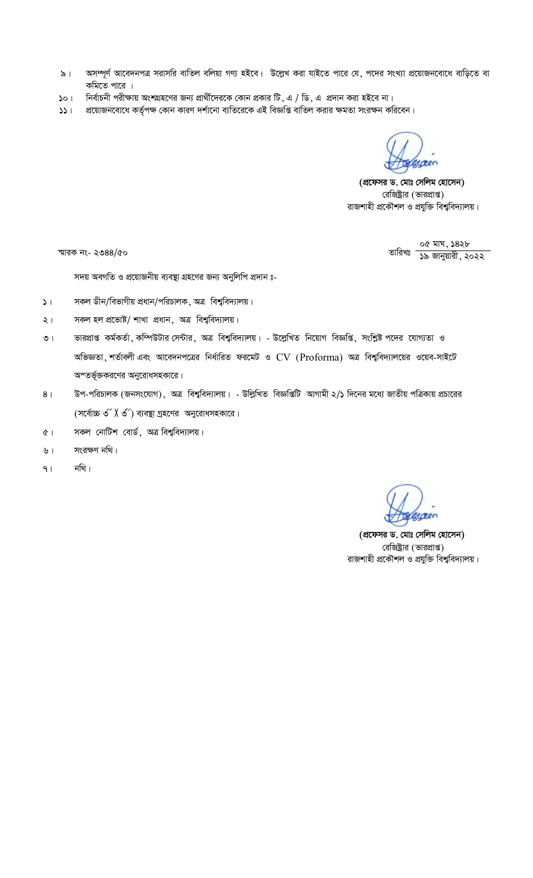৯। অসম্পূর্ণ আবেদনপত্র সরাসরি বাতিল বলিয়া গণ্য হইবে। উল্লেখ করা যাইতে পারে যে, পদের সংখ্যা প্রয়োজনবোধে বাড়িতে বা কমিতে পারে ।

১০। নির্বাচনী পরীক্ষায় অংশগ্রহণের জন্য প্রার্থীদেরকে কোন প্রকার টি, এ / ডি, এ প্রদান করা হইবে না।

১১। প্রয়োজনবোধে কর্তৃপক্ষ কোন কারণ দর্শানো ব্যতিরেকে এই বিজ্ঞপ্তি বাতিল করার ক্ষমতা সংরক্ষন করিবেন।

**(প্রফেসর ড. মোঃ সেলিম হোসেন)**
রেজিষ্ট্রার (ভারপ্রাপ্ত)
রাজশাহী প্রকৌশল ও প্রযুক্তি বিশ্ববিদ্যালয়।

স্মারক নং- ২৩৪৪/৫০

তারিখঃ ০৫ মাঘ, ১৪২৮
১৯ জানুয়ারী, ২০২২

সদয় অবগতি ও প্রয়োজনীয় ব্যবস্থা গ্রহণের জন্য অনুলিপি প্রদান ঃ-

১। সকল ডীন/বিভাগীয় প্রধান/পরিচালক, অত্র বিশ্ববিদ্যালয়।

২। সকল হল প্রভোষ্ট/ শাখা প্রধান, অত্র বিশ্ববিদ্যালয়।

৩। ভারপ্রাপ্ত কর্মকর্তা, কম্পিউটার সেন্টার, অত্র বিশ্ববিদ্যালয়। - উল্লেখিত নিয়োগ বিজ্ঞপ্তি, সংশ্লিষ্ট পদের যোগ্যতা ও অভিজ্ঞতা, শর্তাবলী এবং আবেদনপত্রের নির্ধারিত ফরমেট ও CV (Proforma) অত্র বিশ্ববিদ্যালয়ের ওয়েব-সাইটে অন্তর্ভূক্তকরণের অনুরোধসহকারে।

৪। উপ-পরিচালক (জনসংযোগ), অত্র বিশ্ববিদ্যালয়। - উল্লিখিত বিজ্ঞপ্তিটি আগামী ২/১ দিনের মধ্যে জাতীয় পত্রিকায় প্রচারের (সর্বোচ্চ ৩˝ X ৩˝) ব্যবস্থা গ্রহণের অনুরোধসহকারে।

৫। সকল নোটিশ বোর্ড, অত্র বিশ্ববিদ্যালয়।

৬। সংরক্ষণ নথি।

৭। নথি।

**(প্রফেসর ড. মোঃ সেলিম হোসেন)**
রেজিষ্ট্রার (ভারপ্রাপ্ত)
রাজশাহী প্রকৌশল ও প্রযুক্তি বিশ্ববিদ্যালয়।